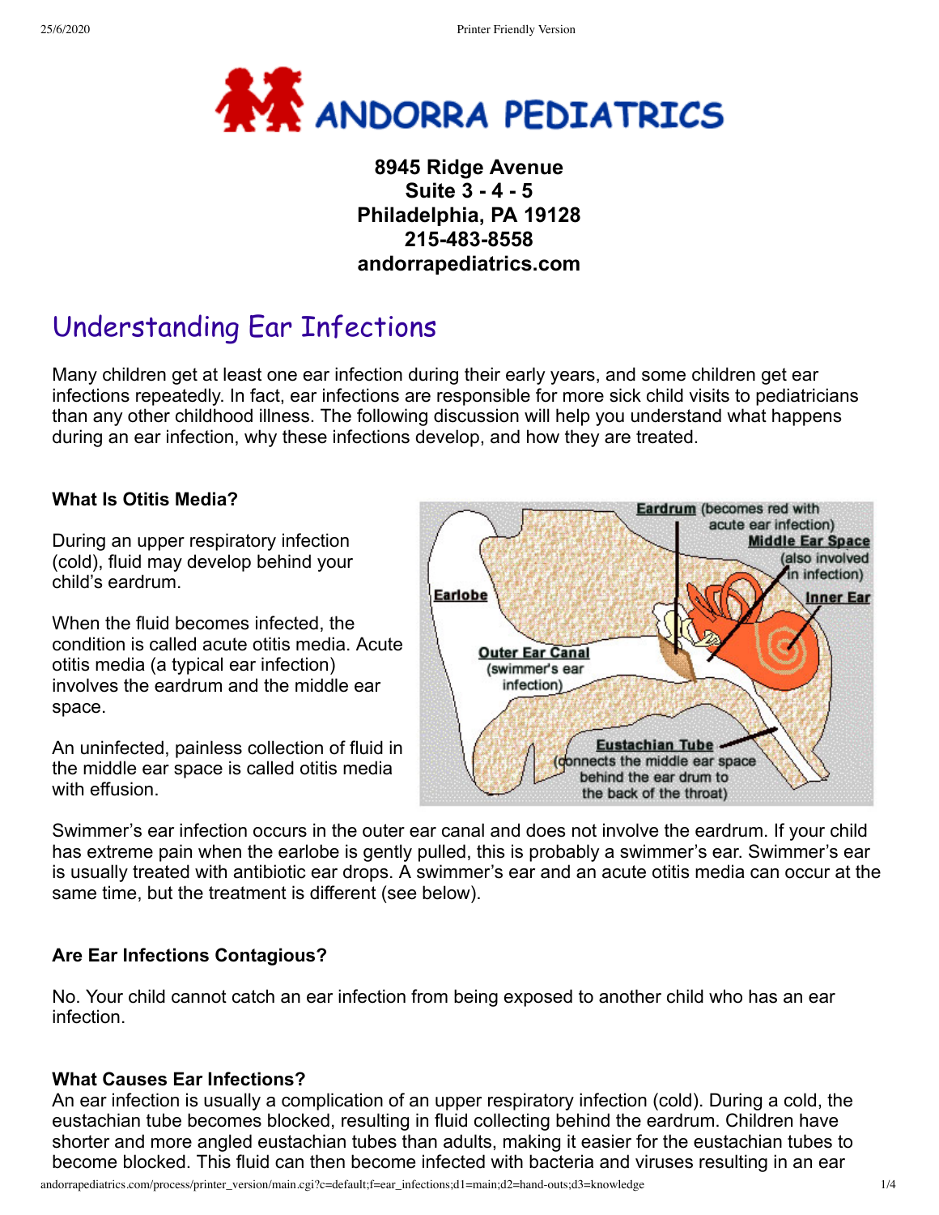# ANDORRA PEDIATRICS

**8945 Ridge Avenue**
**Suite 3 - 4 - 5**
**Philadelphia, PA 19128**
**215-483-8558**
**andorrapediatrics.com**

## Understanding Ear Infections

Many children get at least one ear infection during their early years, and some children get ear infections repeatedly. In fact, ear infections are responsible for more sick child visits to pediatricians than any other childhood illness. The following discussion will help you understand what happens during an ear infection, why these infections develop, and how they are treated.

### What Is Otitis Media?

During an upper respiratory infection (cold), fluid may develop behind your child's eardrum.

When the fluid becomes infected, the condition is called acute otitis media. Acute otitis media (a typical ear infection) involves the eardrum and the middle ear space.

An uninfected, painless collection of fluid in the middle ear space is called otitis media with effusion.

Eardrum (becomes red with acute ear infection)
Middle Ear Space (also involved in infection)
Earlobe
Inner Ear
Outer Ear Canal (swimmer's ear infection)
Eustachian Tube (connects the middle ear space behind the ear drum to the back of the throat)

Swimmer's ear infection occurs in the outer ear canal and does not involve the eardrum. If your child has extreme pain when the earlobe is gently pulled, this is probably a swimmer's ear. Swimmer's ear is usually treated with antibiotic ear drops. A swimmer's ear and an acute otitis media can occur at the same time, but the treatment is different (see below).

### Are Ear Infections Contagious?

No. Your child cannot catch an ear infection from being exposed to another child who has an ear infection.

### What Causes Ear Infections?

An ear infection is usually a complication of an upper respiratory infection (cold). During a cold, the eustachian tube becomes blocked, resulting in fluid collecting behind the eardrum. Children have shorter and more angled eustachian tubes than adults, making it easier for the eustachian tubes to become blocked. This fluid can then become infected with bacteria and viruses resulting in an ear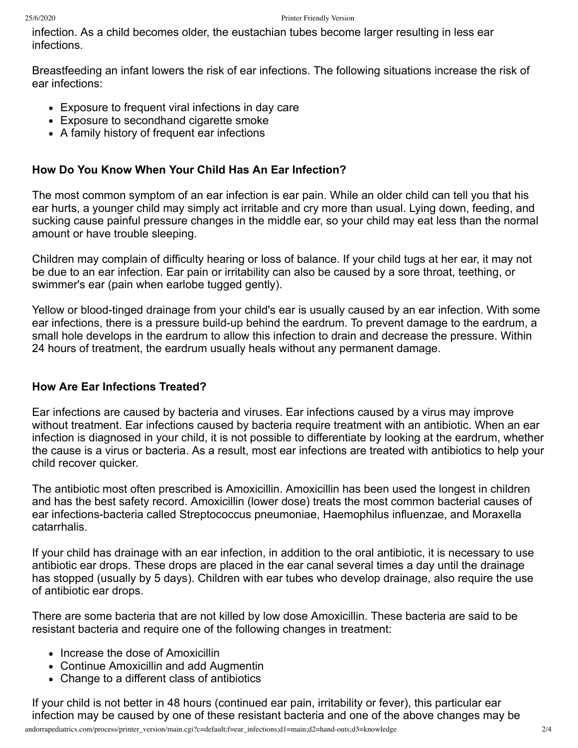infection. As a child becomes older, the eustachian tubes become larger resulting in less ear infections.

Breastfeeding an infant lowers the risk of ear infections. The following situations increase the risk of ear infections:

- Exposure to frequent viral infections in day care
- Exposure to secondhand cigarette smoke
- A family history of frequent ear infections

### How Do You Know When Your Child Has An Ear Infection?

The most common symptom of an ear infection is ear pain. While an older child can tell you that his ear hurts, a younger child may simply act irritable and cry more than usual. Lying down, feeding, and sucking cause painful pressure changes in the middle ear, so your child may eat less than the normal amount or have trouble sleeping.

Children may complain of difficulty hearing or loss of balance. If your child tugs at her ear, it may not be due to an ear infection. Ear pain or irritability can also be caused by a sore throat, teething, or swimmer's ear (pain when earlobe tugged gently).

Yellow or blood-tinged drainage from your child's ear is usually caused by an ear infection. With some ear infections, there is a pressure build-up behind the eardrum. To prevent damage to the eardrum, a small hole develops in the eardrum to allow this infection to drain and decrease the pressure. Within 24 hours of treatment, the eardrum usually heals without any permanent damage.

### How Are Ear Infections Treated?

Ear infections are caused by bacteria and viruses. Ear infections caused by a virus may improve without treatment. Ear infections caused by bacteria require treatment with an antibiotic. When an ear infection is diagnosed in your child, it is not possible to differentiate by looking at the eardrum, whether the cause is a virus or bacteria. As a result, most ear infections are treated with antibiotics to help your child recover quicker.

The antibiotic most often prescribed is Amoxicillin. Amoxicillin has been used the longest in children and has the best safety record. Amoxicillin (lower dose) treats the most common bacterial causes of ear infections-bacteria called Streptococcus pneumoniae, Haemophilus influenzae, and Moraxella catarrhalis.

If your child has drainage with an ear infection, in addition to the oral antibiotic, it is necessary to use antibiotic ear drops. These drops are placed in the ear canal several times a day until the drainage has stopped (usually by 5 days). Children with ear tubes who develop drainage, also require the use of antibiotic ear drops.

There are some bacteria that are not killed by low dose Amoxicillin. These bacteria are said to be resistant bacteria and require one of the following changes in treatment:

- Increase the dose of Amoxicillin
- Continue Amoxicillin and add Augmentin
- Change to a different class of antibiotics

If your child is not better in 48 hours (continued ear pain, irritability or fever), this particular ear infection may be caused by one of these resistant bacteria and one of the above changes may be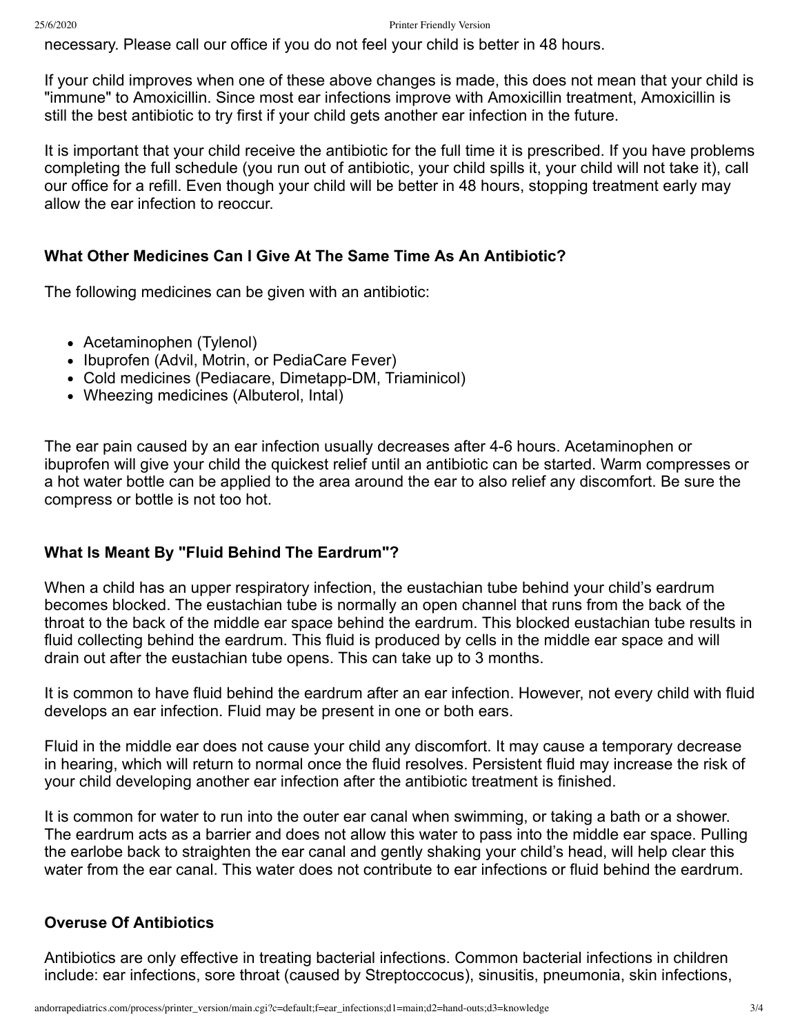necessary. Please call our office if you do not feel your child is better in 48 hours.

If your child improves when one of these above changes is made, this does not mean that your child is "immune" to Amoxicillin. Since most ear infections improve with Amoxicillin treatment, Amoxicillin is still the best antibiotic to try first if your child gets another ear infection in the future.

It is important that your child receive the antibiotic for the full time it is prescribed. If you have problems completing the full schedule (you run out of antibiotic, your child spills it, your child will not take it), call our office for a refill. Even though your child will be better in 48 hours, stopping treatment early may allow the ear infection to reoccur.

### What Other Medicines Can I Give At The Same Time As An Antibiotic?

The following medicines can be given with an antibiotic:

- Acetaminophen (Tylenol)
- Ibuprofen (Advil, Motrin, or PediaCare Fever)
- Cold medicines (Pediacare, Dimetapp-DM, Triaminicol)
- Wheezing medicines (Albuterol, Intal)

The ear pain caused by an ear infection usually decreases after 4-6 hours. Acetaminophen or ibuprofen will give your child the quickest relief until an antibiotic can be started. Warm compresses or a hot water bottle can be applied to the area around the ear to also relief any discomfort. Be sure the compress or bottle is not too hot.

### What Is Meant By "Fluid Behind The Eardrum"?

When a child has an upper respiratory infection, the eustachian tube behind your child's eardrum becomes blocked. The eustachian tube is normally an open channel that runs from the back of the throat to the back of the middle ear space behind the eardrum. This blocked eustachian tube results in fluid collecting behind the eardrum. This fluid is produced by cells in the middle ear space and will drain out after the eustachian tube opens. This can take up to 3 months.

It is common to have fluid behind the eardrum after an ear infection. However, not every child with fluid develops an ear infection. Fluid may be present in one or both ears.

Fluid in the middle ear does not cause your child any discomfort. It may cause a temporary decrease in hearing, which will return to normal once the fluid resolves. Persistent fluid may increase the risk of your child developing another ear infection after the antibiotic treatment is finished.

It is common for water to run into the outer ear canal when swimming, or taking a bath or a shower. The eardrum acts as a barrier and does not allow this water to pass into the middle ear space. Pulling the earlobe back to straighten the ear canal and gently shaking your child's head, will help clear this water from the ear canal. This water does not contribute to ear infections or fluid behind the eardrum.

### Overuse Of Antibiotics

Antibiotics are only effective in treating bacterial infections. Common bacterial infections in children include: ear infections, sore throat (caused by Streptoccocus), sinusitis, pneumonia, skin infections,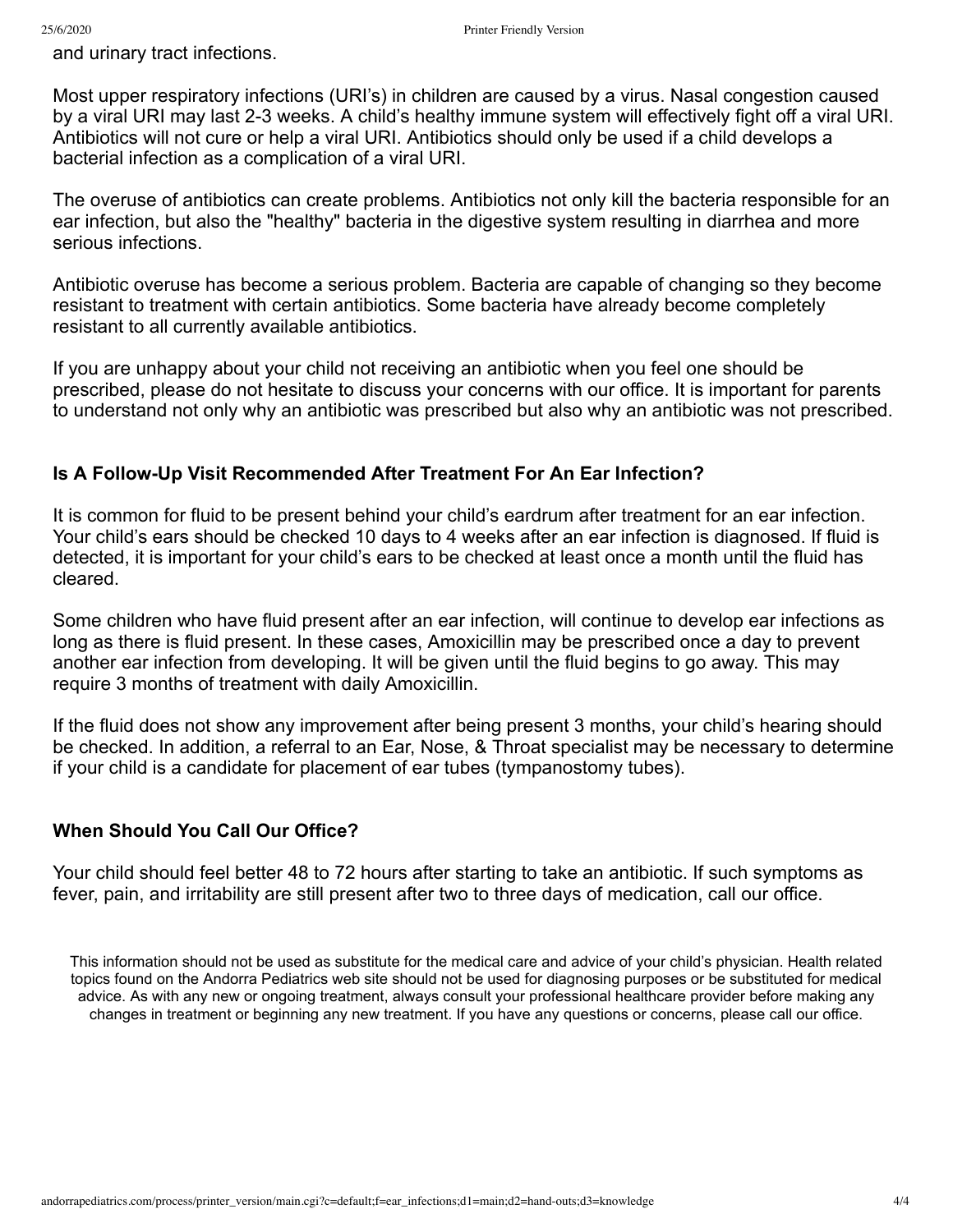and urinary tract infections.

Most upper respiratory infections (URI's) in children are caused by a virus. Nasal congestion caused by a viral URI may last 2-3 weeks. A child's healthy immune system will effectively fight off a viral URI. Antibiotics will not cure or help a viral URI. Antibiotics should only be used if a child develops a bacterial infection as a complication of a viral URI.

The overuse of antibiotics can create problems. Antibiotics not only kill the bacteria responsible for an ear infection, but also the "healthy" bacteria in the digestive system resulting in diarrhea and more serious infections.

Antibiotic overuse has become a serious problem. Bacteria are capable of changing so they become resistant to treatment with certain antibiotics. Some bacteria have already become completely resistant to all currently available antibiotics.

If you are unhappy about your child not receiving an antibiotic when you feel one should be prescribed, please do not hesitate to discuss your concerns with our office. It is important for parents to understand not only why an antibiotic was prescribed but also why an antibiotic was not prescribed.

### Is A Follow-Up Visit Recommended After Treatment For An Ear Infection?

It is common for fluid to be present behind your child's eardrum after treatment for an ear infection. Your child's ears should be checked 10 days to 4 weeks after an ear infection is diagnosed. If fluid is detected, it is important for your child's ears to be checked at least once a month until the fluid has cleared.

Some children who have fluid present after an ear infection, will continue to develop ear infections as long as there is fluid present. In these cases, Amoxicillin may be prescribed once a day to prevent another ear infection from developing. It will be given until the fluid begins to go away. This may require 3 months of treatment with daily Amoxicillin.

If the fluid does not show any improvement after being present 3 months, your child's hearing should be checked. In addition, a referral to an Ear, Nose, & Throat specialist may be necessary to determine if your child is a candidate for placement of ear tubes (tympanostomy tubes).

### When Should You Call Our Office?

Your child should feel better 48 to 72 hours after starting to take an antibiotic. If such symptoms as fever, pain, and irritability are still present after two to three days of medication, call our office.

This information should not be used as substitute for the medical care and advice of your child's physician. Health related topics found on the Andorra Pediatrics web site should not be used for diagnosing purposes or be substituted for medical advice. As with any new or ongoing treatment, always consult your professional healthcare provider before making any changes in treatment or beginning any new treatment. If you have any questions or concerns, please call our office.